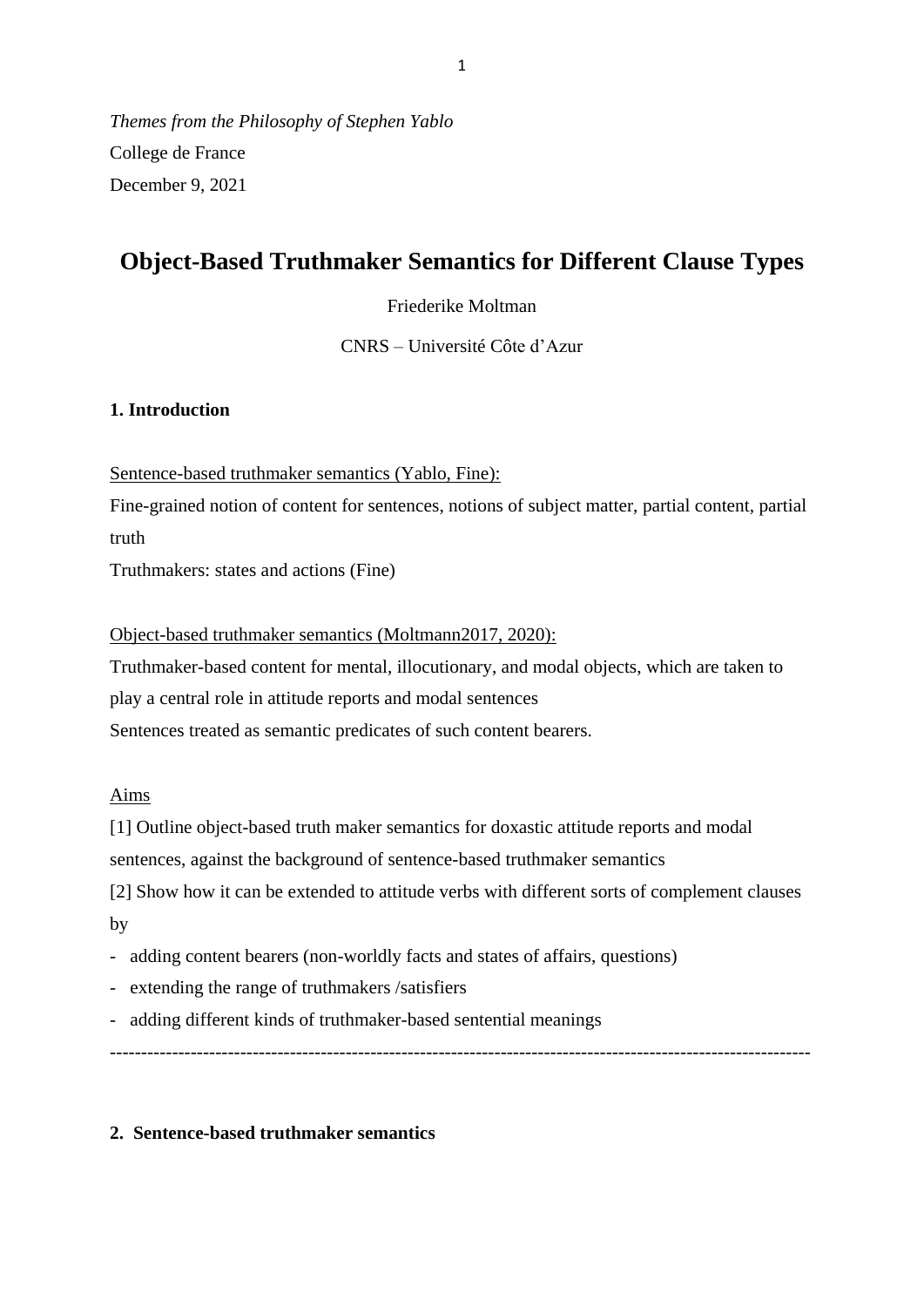*Themes from the Philosophy of Stephen Yablo*

College de France

December 9, 2021

# Object-Based Truthmaker Semantics for Different Clause Types

Friederike Moltman

CNRS – Université Côte d'Azur

## 1. Introduction

<u>Sentence-based truthmaker semantics (Yablo, Fine):</u>

Fine-grained notion of content for sentences, notions of subject matter, partial content, partial truth

Truthmakers: states and actions (Fine)

<u>Object-based truthmaker semantics (Moltmann2017, 2020):</u>

Truthmaker-based content for mental, illocutionary, and modal objects, which are taken to play a central role in attitude reports and modal sentences

Sentences treated as semantic predicates of such content bearers.

<u>Aims</u>

[1] Outline object-based truth maker semantics for doxastic attitude reports and modal sentences, against the background of sentence-based truthmaker semantics

[2] Show how it can be extended to attitude verbs with different sorts of complement clauses by

- adding content bearers (non-worldly facts and states of affairs, questions)
- extending the range of truthmakers /satisfiers
- adding different kinds of truthmaker-based sentential meanings

---

## 2. Sentence-based truthmaker semantics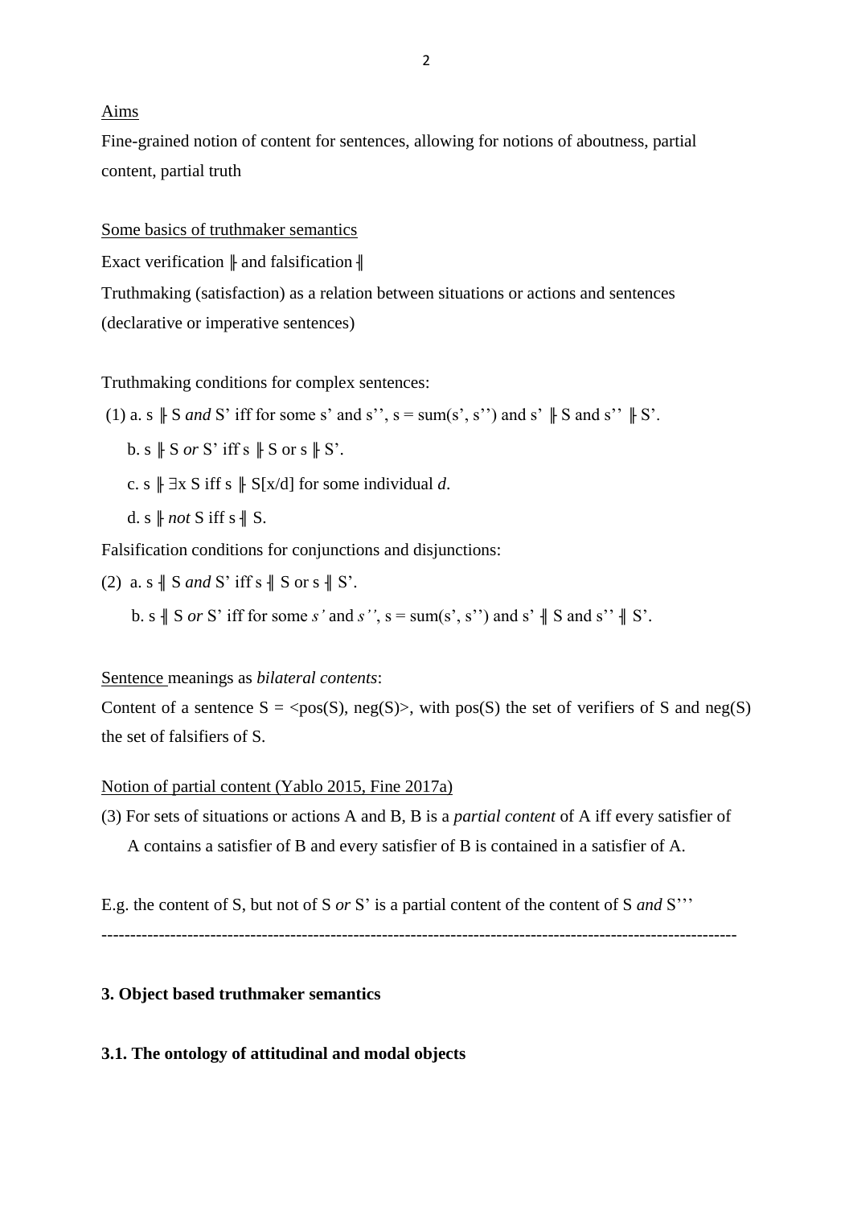Aims

Fine-grained notion of content for sentences, allowing for notions of aboutness, partial content, partial truth

Some basics of truthmaker semantics

Exact verification ╟ and falsification ╢

Truthmaking (satisfaction) as a relation between situations or actions and sentences (declarative or imperative sentences)

Truthmaking conditions for complex sentences:

(1) a. s ╟ S *and* S' iff for some s' and s'', s = sum(s', s'') and s' ╟ S and s'' ╟ S'.

  b. s ╟ S *or* S' iff s ╟ S or s ╟ S'.

  c. s ╟ ∃x S iff s ╟ S[x/d] for some individual *d*.

  d. s ╟ *not* S iff s ╢ S.

Falsification conditions for conjunctions and disjunctions:

(2) a. s ╢ S *and* S' iff s ╢ S or s ╢ S'.

  b. s ╢ S *or* S' iff for some *s'* and *s''*, s = sum(s', s'') and s' ╢ S and s'' ╢ S'.

Sentence meanings as *bilateral contents*:

Content of a sentence S = <pos(S), neg(S)>, with pos(S) the set of verifiers of S and neg(S) the set of falsifiers of S.

Notion of partial content (Yablo 2015, Fine 2017a)

(3) For sets of situations or actions A and B, B is a *partial content* of A iff every satisfier of A contains a satisfier of B and every satisfier of B is contained in a satisfier of A.

E.g. the content of S, but not of S *or* S' is a partial content of the content of S *and* S'''

---

**3. Object based truthmaker semantics**

**3.1. The ontology of attitudinal and modal objects**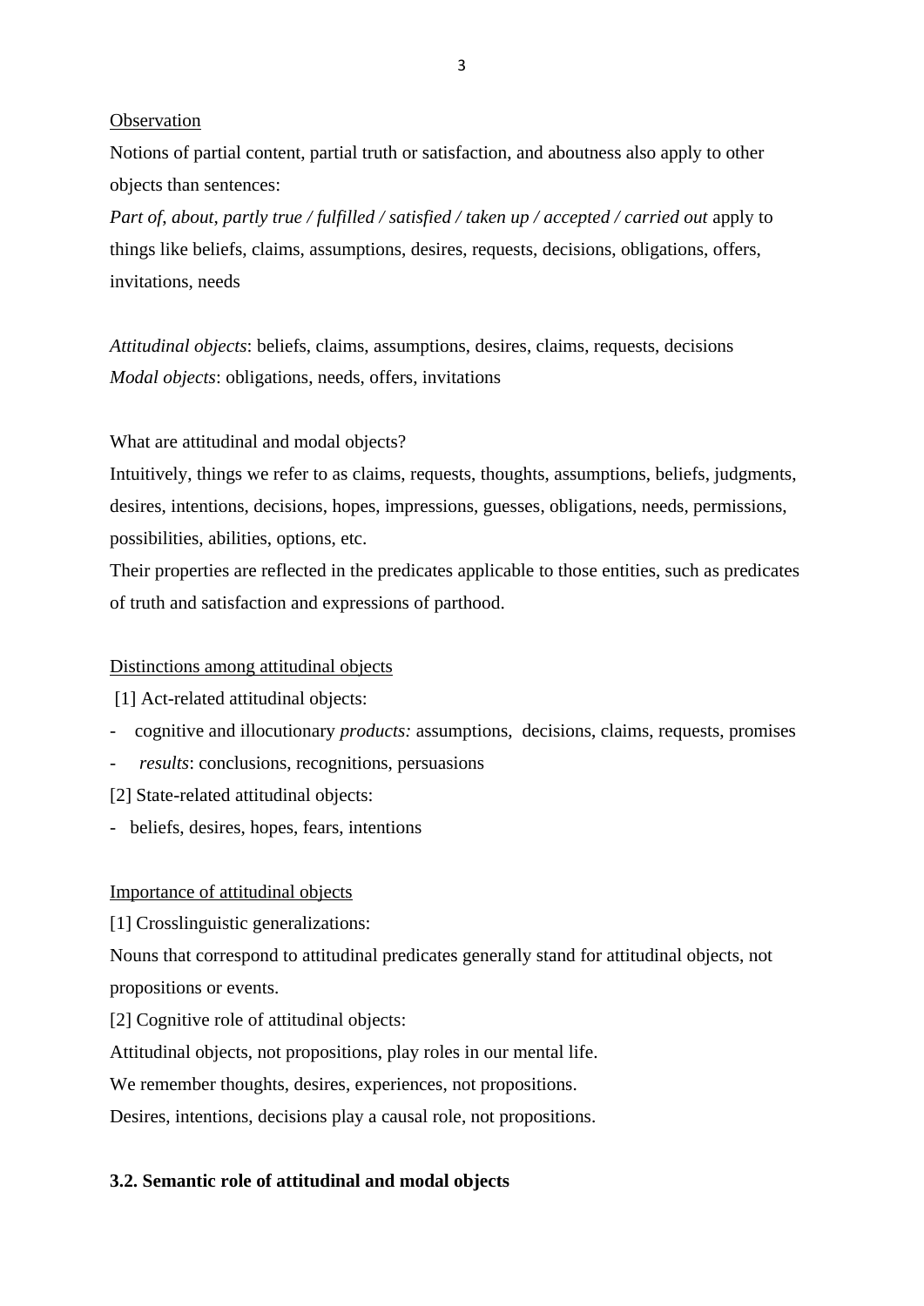<u>Observation</u>

Notions of partial content, partial truth or satisfaction, and aboutness also apply to other objects than sentences:

*Part of*, *about*, *partly true / fulfilled / satisfied / taken up / accepted / carried out* apply to things like beliefs, claims, assumptions, desires, requests, decisions, obligations, offers, invitations, needs

*Attitudinal objects*: beliefs, claims, assumptions, desires, claims, requests, decisions
*Modal objects*: obligations, needs, offers, invitations

What are attitudinal and modal objects?

Intuitively, things we refer to as claims, requests, thoughts, assumptions, beliefs, judgments, desires, intentions, decisions, hopes, impressions, guesses, obligations, needs, permissions, possibilities, abilities, options, etc.

Their properties are reflected in the predicates applicable to those entities, such as predicates of truth and satisfaction and expressions of parthood.

<u>Distinctions among attitudinal objects</u>

[1] Act-related attitudinal objects:

- cognitive and illocutionary *products:* assumptions, decisions, claims, requests, promises
- *results*: conclusions, recognitions, persuasions

[2] State-related attitudinal objects:

- beliefs, desires, hopes, fears, intentions

<u>Importance of attitudinal objects</u>

[1] Crosslinguistic generalizations:

Nouns that correspond to attitudinal predicates generally stand for attitudinal objects, not propositions or events.

[2] Cognitive role of attitudinal objects:

Attitudinal objects, not propositions, play roles in our mental life.

We remember thoughts, desires, experiences, not propositions.

Desires, intentions, decisions play a causal role, not propositions.

**3.2. Semantic role of attitudinal and modal objects**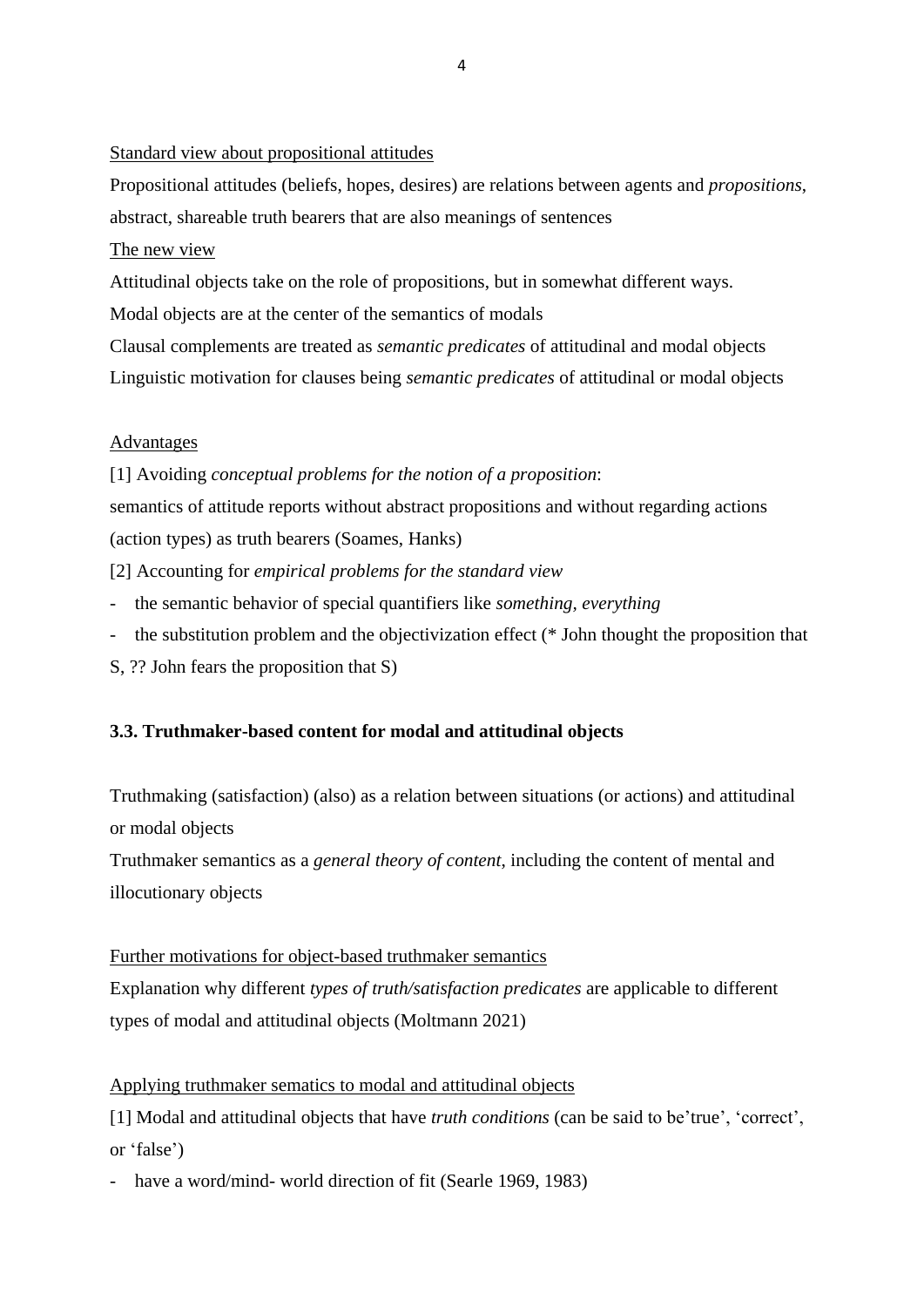<u>Standard view about propositional attitudes</u>

Propositional attitudes (beliefs, hopes, desires) are relations between agents and *propositions*, abstract, shareable truth bearers that are also meanings of sentences

<u>The new view</u>

Attitudinal objects take on the role of propositions, but in somewhat different ways.

Modal objects are at the center of the semantics of modals

Clausal complements are treated as *semantic predicates* of attitudinal and modal objects

Linguistic motivation for clauses being *semantic predicates* of attitudinal or modal objects

<u>Advantages</u>

[1] Avoiding *conceptual problems for the notion of a proposition*:

semantics of attitude reports without abstract propositions and without regarding actions (action types) as truth bearers (Soames, Hanks)

[2] Accounting for *empirical problems for the standard view*

- the semantic behavior of special quantifiers like *something*, *everything*
- the substitution problem and the objectivization effect (* John thought the proposition that S, ?? John fears the proposition that S)

### 3.3. Truthmaker-based content for modal and attitudinal objects

Truthmaking (satisfaction) (also) as a relation between situations (or actions) and attitudinal or modal objects

Truthmaker semantics as a *general theory of content*, including the content of mental and illocutionary objects

<u>Further motivations for object-based truthmaker semantics</u>

Explanation why different *types of truth/satisfaction predicates* are applicable to different types of modal and attitudinal objects (Moltmann 2021)

<u>Applying truthmaker sematics to modal and attitudinal objects</u>

[1] Modal and attitudinal objects that have *truth conditions* (can be said to be'true', 'correct', or 'false')

- have a word/mind- world direction of fit (Searle 1969, 1983)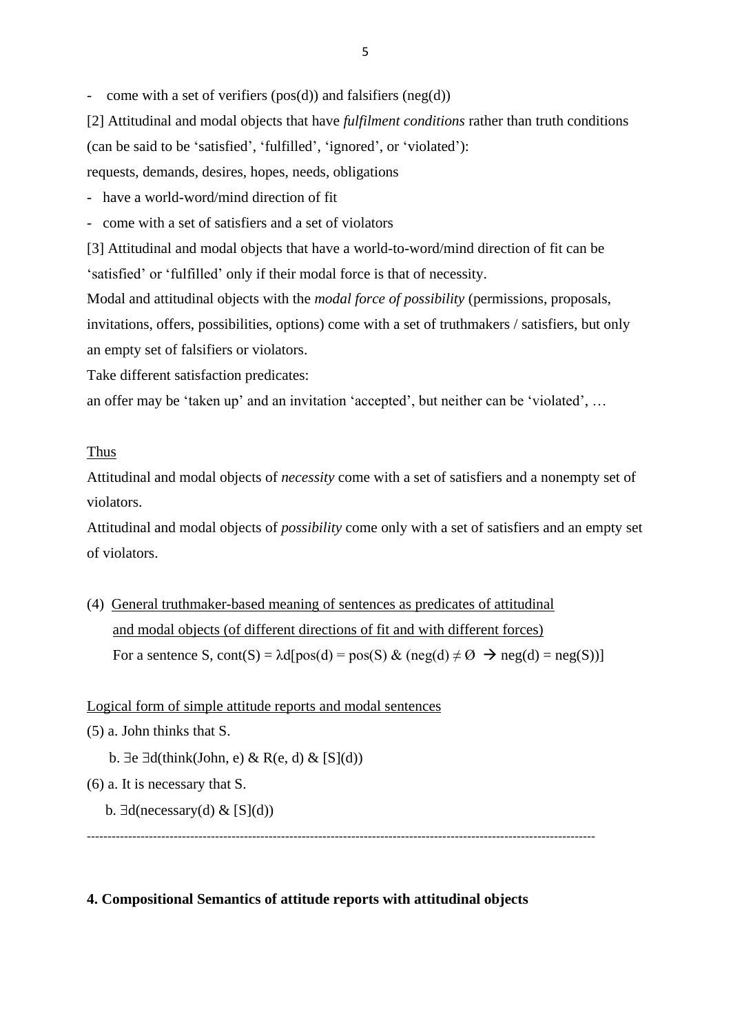- come with a set of verifiers (pos(d)) and falsifiers (neg(d))

[2] Attitudinal and modal objects that have *fulfilment conditions* rather than truth conditions (can be said to be 'satisfied', 'fulfilled', 'ignored', or 'violated'):

requests, demands, desires, hopes, needs, obligations

- have a world-word/mind direction of fit
- come with a set of satisfiers and a set of violators

[3] Attitudinal and modal objects that have a world-to-word/mind direction of fit can be 'satisfied' or 'fulfilled' only if their modal force is that of necessity.

Modal and attitudinal objects with the *modal force of possibility* (permissions, proposals, invitations, offers, possibilities, options) come with a set of truthmakers / satisfiers, but only an empty set of falsifiers or violators.

Take different satisfaction predicates:

an offer may be 'taken up' and an invitation 'accepted', but neither can be 'violated', …

<u>Thus</u>

Attitudinal and modal objects of *necessity* come with a set of satisfiers and a nonempty set of violators.

Attitudinal and modal objects of *possibility* come only with a set of satisfiers and an empty set of violators.

(4) <u>General truthmaker-based meaning of sentences as predicates of attitudinal and modal objects (of different directions of fit and with different forces)</u>

For a sentence S, $cont(S) = \lambda d[pos(d) = pos(S) \;\&\; (neg(d) \neq \emptyset \rightarrow neg(d) = neg(S))]$

<u>Logical form of simple attitude reports and modal sentences</u>

(5) a. John thinks that S.

b. $\exists e\, \exists d(think(John, e) \;\&\; R(e, d) \;\&\; [S](d))$

(6) a. It is necessary that S.

b. $\exists d(necessary(d) \;\&\; [S](d))$

---

**4. Compositional Semantics of attitude reports with attitudinal objects**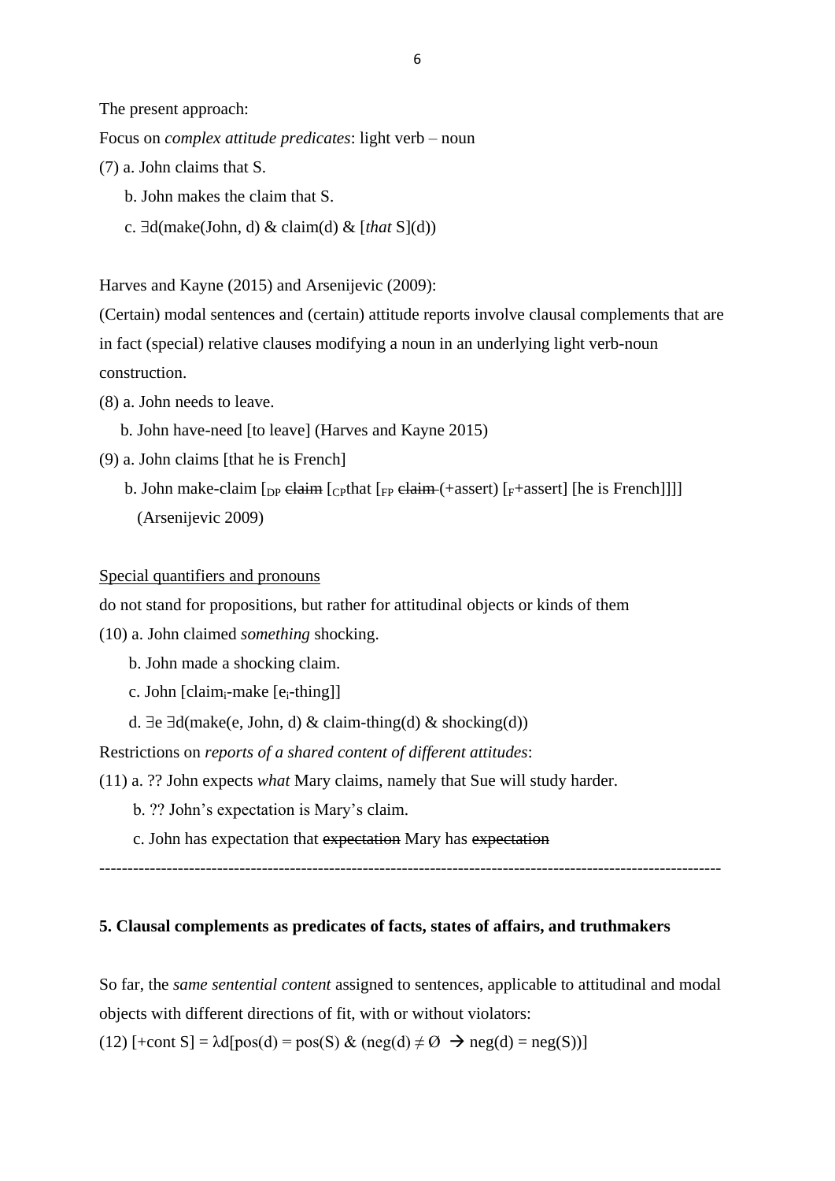The present approach:

Focus on *complex attitude predicates*: light verb – noun

(7) a. John claims that S.

b. John makes the claim that S.

c. ∃d(make(John, d) & claim(d) & [*that* S](d))

Harves and Kayne (2015) and Arsenijevic (2009):

(Certain) modal sentences and (certain) attitude reports involve clausal complements that are in fact (special) relative clauses modifying a noun in an underlying light verb-noun construction.

(8) a. John needs to leave.

b. John have-need [to leave] (Harves and Kayne 2015)

(9) a. John claims [that he is French]

b. John make-claim [$_{DP}$ ~~claim~~ [$_{CP}$that [$_{FP}$ ~~claim~~ (+assert) [$_{F}$+assert] [he is French]]]]
(Arsenijevic 2009)

<u>Special quantifiers and pronouns</u>

do not stand for propositions, but rather for attitudinal objects or kinds of them

(10) a. John claimed *something* shocking.

b. John made a shocking claim.

c. John [claim$_i$-make [e$_i$-thing]]

d. ∃e ∃d(make(e, John, d) & claim-thing(d) & shocking(d))

Restrictions on *reports of a shared content of different attitudes*:

(11) a. ?? John expects *what* Mary claims, namely that Sue will study harder.

b. ?? John's expectation is Mary's claim.

c. John has expectation that ~~expectation~~ Mary has ~~expectation~~

---

**5. Clausal complements as predicates of facts, states of affairs, and truthmakers**

So far, the *same sentential content* assigned to sentences, applicable to attitudinal and modal objects with different directions of fit, with or without violators:

(12) [+cont S] = $\lambda d[\text{pos}(d) = \text{pos}(S) \;\&\; (\text{neg}(d) \neq \emptyset \;\rightarrow\; \text{neg}(d) = \text{neg}(S))]$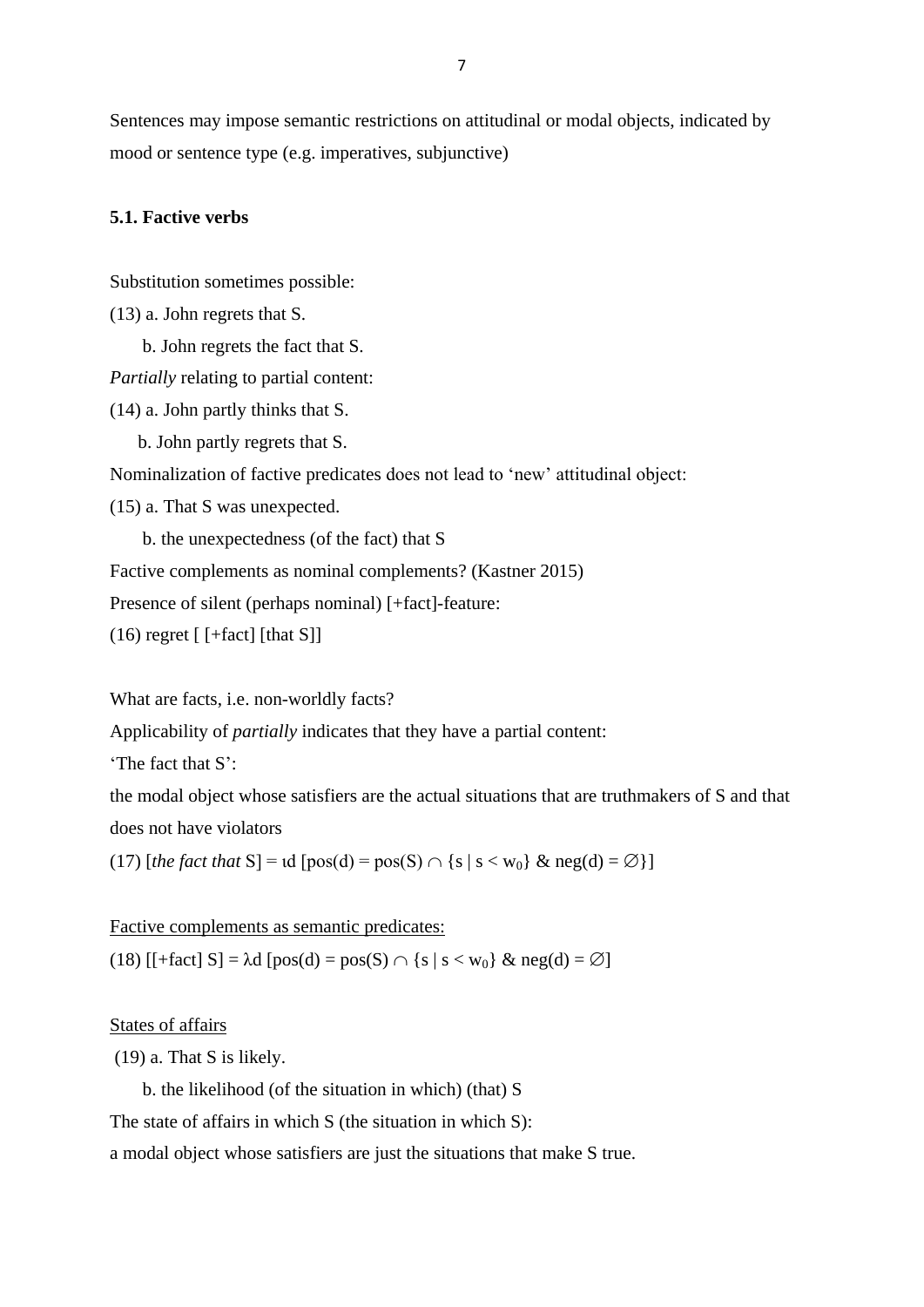Sentences may impose semantic restrictions on attitudinal or modal objects, indicated by mood or sentence type (e.g. imperatives, subjunctive)

### 5.1. Factive verbs

Substitution sometimes possible:

(13) a. John regrets that S.

 b. John regrets the fact that S.

*Partially* relating to partial content:

(14) a. John partly thinks that S.

 b. John partly regrets that S.

Nominalization of factive predicates does not lead to 'new' attitudinal object:

(15) a. That S was unexpected.

 b. the unexpectedness (of the fact) that S

Factive complements as nominal complements? (Kastner 2015)

Presence of silent (perhaps nominal) [+fact]-feature:

(16) regret [ [+fact] [that S]]

What are facts, i.e. non-worldly facts?

Applicability of *partially* indicates that they have a partial content:

'The fact that S':

the modal object whose satisfiers are the actual situations that are truthmakers of S and that does not have violators

(17) [*the fact that* S] = $\iota d\, [pos(d) = pos(S) \cap \{s \mid s < w_0\}\ \&\ neg(d) = \emptyset\}]$

Factive complements as semantic predicates:

(18) [[+fact] S] = $\lambda d\, [pos(d) = pos(S) \cap \{s \mid s < w_0\}\ \&\ neg(d) = \emptyset]$

States of affairs

(19) a. That S is likely.

 b. the likelihood (of the situation in which) (that) S

The state of affairs in which S (the situation in which S):

a modal object whose satisfiers are just the situations that make S true.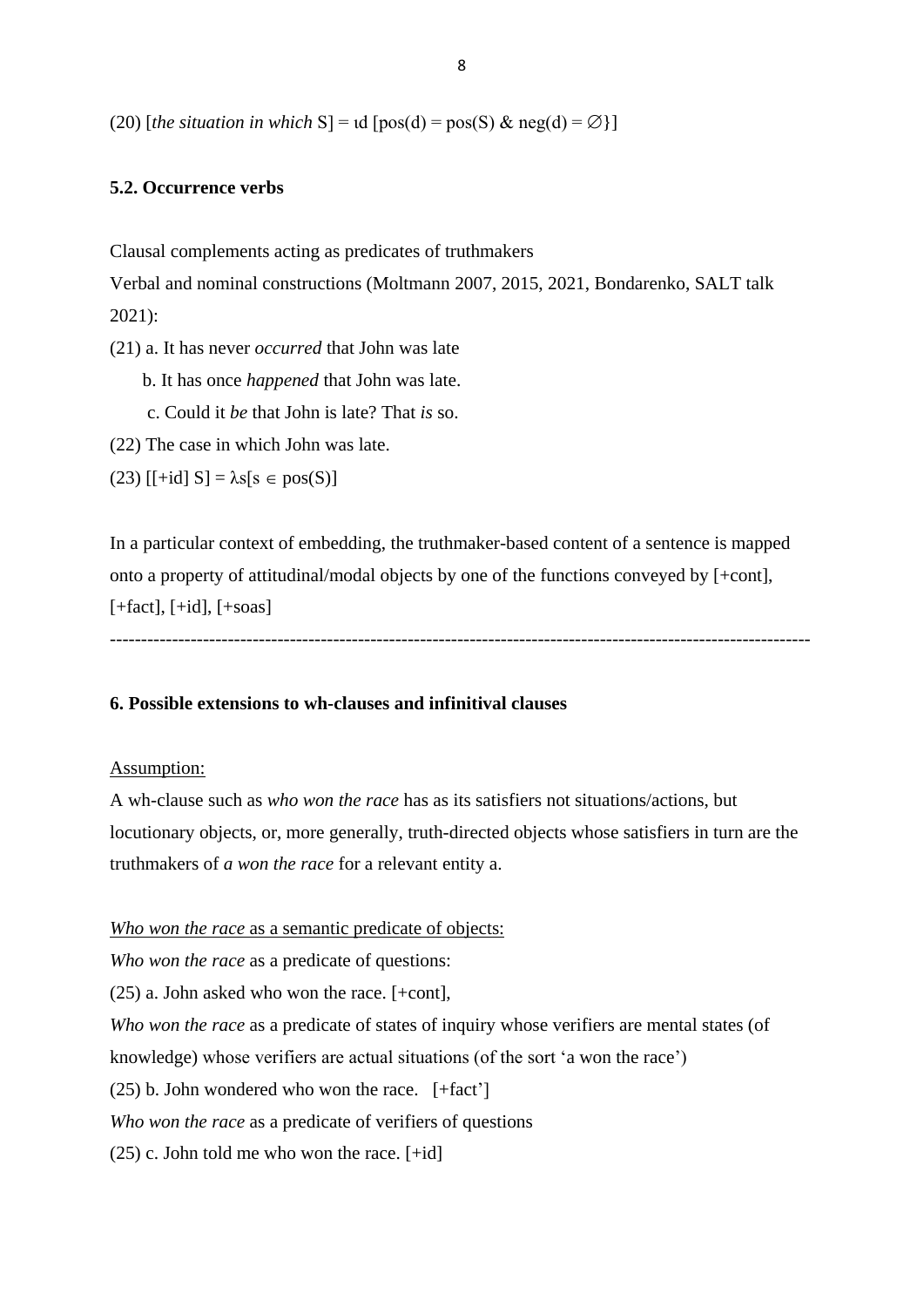(20) [*the situation in which* S] = $\iota$d [pos(d) = pos(S) & neg(d) = $\emptyset$}]

**5.2. Occurrence verbs**

Clausal complements acting as predicates of truthmakers

Verbal and nominal constructions (Moltmann 2007, 2015, 2021, Bondarenko, SALT talk 2021):

(21) a. It has never *occurred* that John was late

b. It has once *happened* that John was late.

c. Could it *be* that John is late? That *is* so.

(22) The case in which John was late.

(23) [[+id] S] = $\lambda$s[s $\in$ pos(S)]

In a particular context of embedding, the truthmaker-based content of a sentence is mapped onto a property of attitudinal/modal objects by one of the functions conveyed by [+cont], [+fact], [+id], [+soas]

---

**6. Possible extensions to wh-clauses and infinitival clauses**

Assumption:

A wh-clause such as *who won the race* has as its satisfiers not situations/actions, but locutionary objects, or, more generally, truth-directed objects whose satisfiers in turn are the truthmakers of *a won the race* for a relevant entity a.

*Who won the race* as a semantic predicate of objects:

*Who won the race* as a predicate of questions:

(25) a. John asked who won the race. [+cont],

*Who won the race* as a predicate of states of inquiry whose verifiers are mental states (of knowledge) whose verifiers are actual situations (of the sort 'a won the race')

(25) b. John wondered who won the race. [+fact']

*Who won the race* as a predicate of verifiers of questions

(25) c. John told me who won the race. [+id]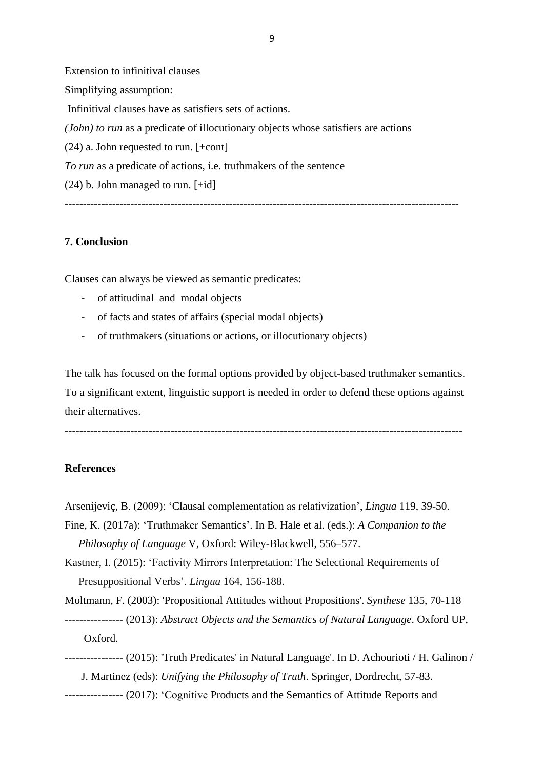Extension to infinitival clauses

Simplifying assumption:

Infinitival clauses have as satisfiers sets of actions.

*(John) to run* as a predicate of illocutionary objects whose satisfiers are actions

(24) a. John requested to run. [+cont]

*To run* as a predicate of actions, i.e. truthmakers of the sentence

(24) b. John managed to run. [+id]

---

## 7. Conclusion

Clauses can always be viewed as semantic predicates:

- of attitudinal and modal objects
- of facts and states of affairs (special modal objects)
- of truthmakers (situations or actions, or illocutionary objects)

The talk has focused on the formal options provided by object-based truthmaker semantics. To a significant extent, linguistic support is needed in order to defend these options against their alternatives.

---

## References

Arsenijeviç, B. (2009): 'Clausal complementation as relativization', *Lingua* 119, 39-50.

Fine, K. (2017a): 'Truthmaker Semantics'. In B. Hale et al. (eds.): *A Companion to the Philosophy of Language* V, Oxford: Wiley-Blackwell, 556–577.

Kastner, I. (2015): 'Factivity Mirrors Interpretation: The Selectional Requirements of Presuppositional Verbs'. *Lingua* 164, 156-188.

Moltmann, F. (2003): 'Propositional Attitudes without Propositions'. *Synthese* 135, 70-118

--------------- (2013): *Abstract Objects and the Semantics of Natural Language*. Oxford UP, Oxford.

--------------- (2015): 'Truth Predicates' in Natural Language'. In D. Achourioti / H. Galinon / J. Martinez (eds): *Unifying the Philosophy of Truth*. Springer, Dordrecht, 57-83.

--------------- (2017): 'Cognitive Products and the Semantics of Attitude Reports and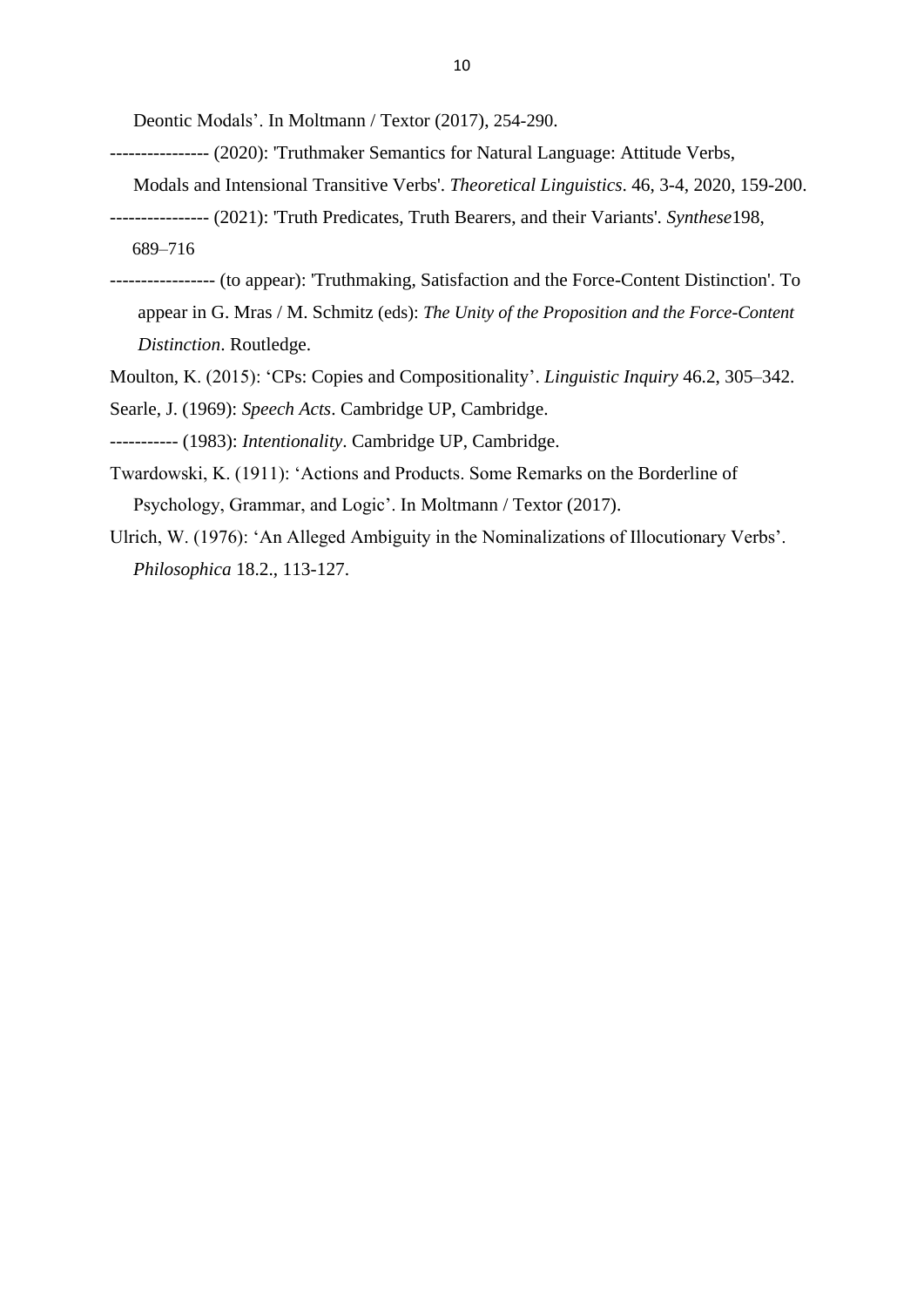Deontic Modals'. In Moltmann / Textor (2017), 254-290.

---------------- (2020): 'Truthmaker Semantics for Natural Language: Attitude Verbs, Modals and Intensional Transitive Verbs'. *Theoretical Linguistics*. 46, 3-4, 2020, 159-200.

---------------- (2021): 'Truth Predicates, Truth Bearers, and their Variants'. *Synthese*198, 689–716

----------------- (to appear): 'Truthmaking, Satisfaction and the Force-Content Distinction'. To appear in G. Mras / M. Schmitz (eds): *The Unity of the Proposition and the Force-Content Distinction*. Routledge.

Moulton, K. (2015): 'CPs: Copies and Compositionality'. *Linguistic Inquiry* 46.2, 305–342.

Searle, J. (1969): *Speech Acts*. Cambridge UP, Cambridge.

----------- (1983): *Intentionality*. Cambridge UP, Cambridge.

Twardowski, K. (1911): 'Actions and Products. Some Remarks on the Borderline of Psychology, Grammar, and Logic'. In Moltmann / Textor (2017).

Ulrich, W. (1976): 'An Alleged Ambiguity in the Nominalizations of Illocutionary Verbs'. *Philosophica* 18.2., 113-127.